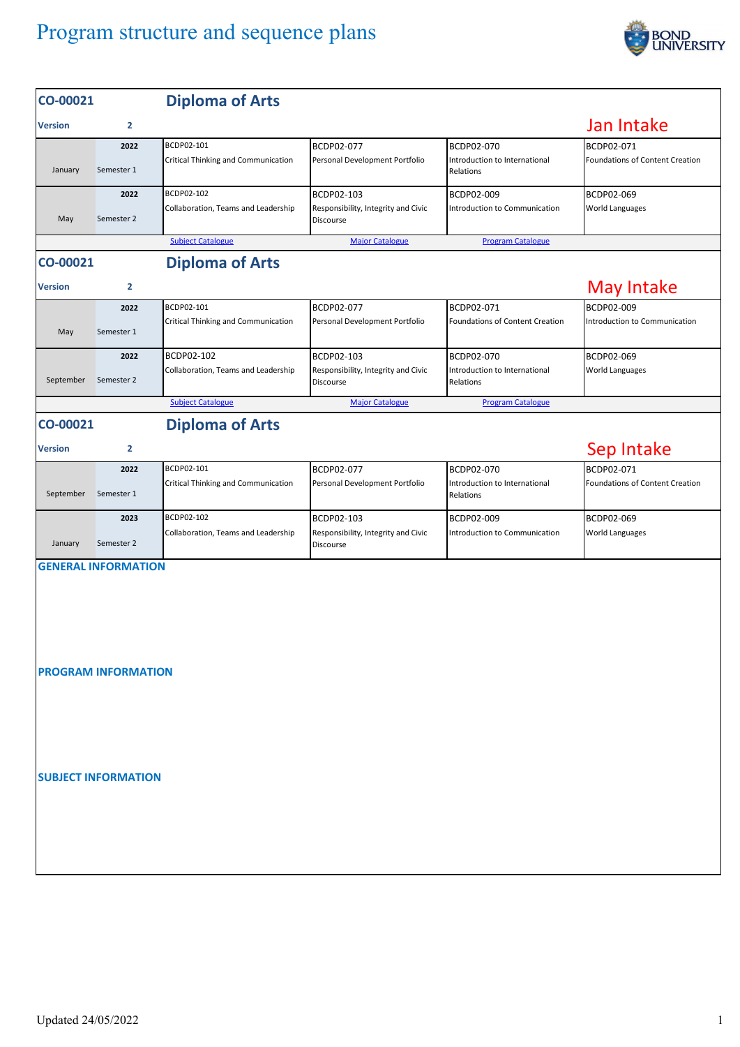# Program structure and sequence plans

## CO-00021 Diploma of Arts

**Version** 2

**Jan Intake**

| Month | Semester | Year | | | | |
|---|---|---|---|---|---|---|
| January | Semester 1 | 2022 | BCDP02-101 Critical Thinking and Communication | BCDP02-077 Personal Development Portfolio | BCDP02-070 Introduction to International Relations | BCDP02-071 Foundations of Content Creation |
| May | Semester 2 | 2022 | BCDP02-102 Collaboration, Teams and Leadership | BCDP02-103 Responsibility, Integrity and Civic Discourse | BCDP02-009 Introduction to Communication | BCDP02-069 World Languages |

Subject Catalogue | Major Catalogue | Program Catalogue

## CO-00021 Diploma of Arts

**Version** 2

**May Intake**

| Month | Semester | Year | | | | |
|---|---|---|---|---|---|---|
| May | Semester 1 | 2022 | BCDP02-101 Critical Thinking and Communication | BCDP02-077 Personal Development Portfolio | BCDP02-071 Foundations of Content Creation | BCDP02-009 Introduction to Communication |
| September | Semester 2 | 2022 | BCDP02-102 Collaboration, Teams and Leadership | BCDP02-103 Responsibility, Integrity and Civic Discourse | BCDP02-070 Introduction to International Relations | BCDP02-069 World Languages |

Subject Catalogue | Major Catalogue | Program Catalogue

## CO-00021 Diploma of Arts

**Version** 2

**Sep Intake**

| Month | Semester | Year | | | | |
|---|---|---|---|---|---|---|
| September | Semester 1 | 2022 | BCDP02-101 Critical Thinking and Communication | BCDP02-077 Personal Development Portfolio | BCDP02-070 Introduction to International Relations | BCDP02-071 Foundations of Content Creation |
| January | Semester 2 | 2023 | BCDP02-102 Collaboration, Teams and Leadership | BCDP02-103 Responsibility, Integrity and Civic Discourse | BCDP02-009 Introduction to Communication | BCDP02-069 World Languages |

### GENERAL INFORMATION

### PROGRAM INFORMATION

### SUBJECT INFORMATION

Updated 24/05/2022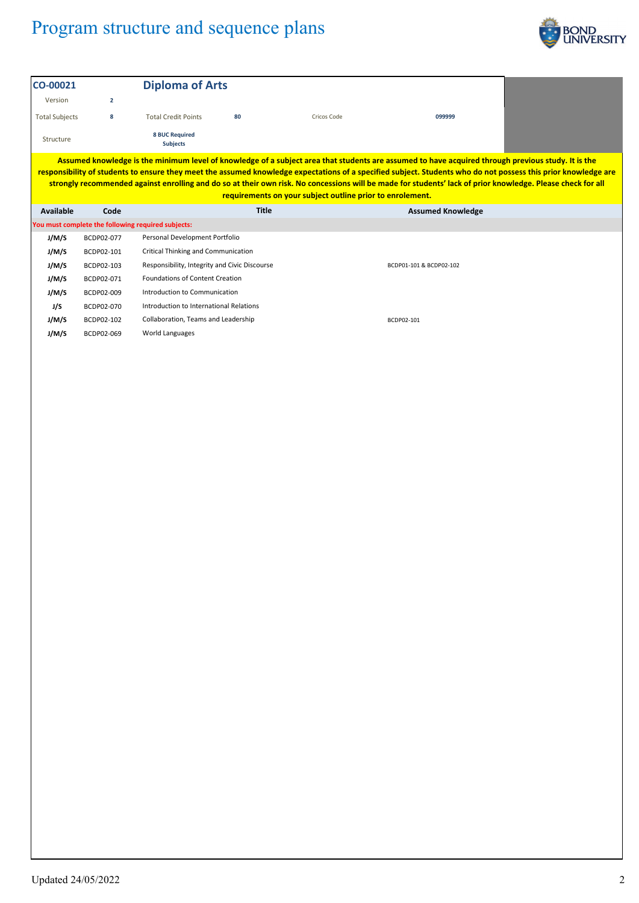# Program structure and sequence plans

| | | | | | |
|---|---|---|---|---|---|
| **CO-00021** | | **Diploma of Arts** | | | |
| Version | 2 | | | | |
| Total Subjects | 8 | Total Credit Points | 80 | Cricos Code | 099999 |
| Structure | | 8 BUC Required Subjects | | | |

**Assumed knowledge is the minimum level of knowledge of a subject area that students are assumed to have acquired through previous study. It is the responsibility of students to ensure they meet the assumed knowledge expectations of a specified subject. Students who do not possess this prior knowledge are strongly recommended against enrolling and do so at their own risk. No concessions will be made for students' lack of prior knowledge. Please check for all requirements on your subject outline prior to enrolement.**

| Available | Code | Title | Assumed Knowledge |
|---|---|---|---|
| **You must complete the following required subjects:** | | | |
| J/M/S | BCDP02-077 | Personal Development Portfolio | |
| J/M/S | BCDP02-101 | Critical Thinking and Communication | |
| J/M/S | BCDP02-103 | Responsibility, Integrity and Civic Discourse | BCDP01-101 & BCDP02-102 |
| J/M/S | BCDP02-071 | Foundations of Content Creation | |
| J/M/S | BCDP02-009 | Introduction to Communication | |
| J/S | BCDP02-070 | Introduction to International Relations | |
| J/M/S | BCDP02-102 | Collaboration, Teams and Leadership | BCDP02-101 |
| J/M/S | BCDP02-069 | World Languages | |

Updated 24/05/2022